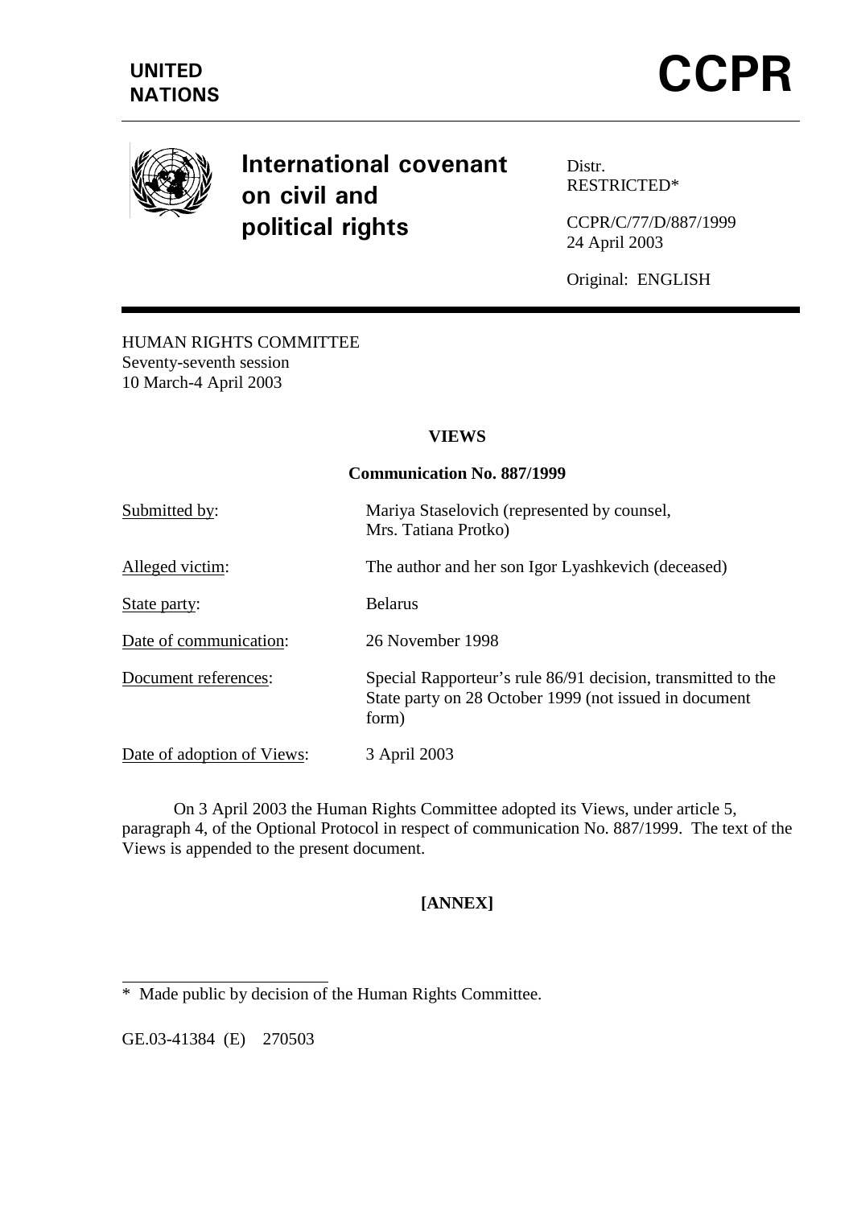**UNITED NATIONS**

# CCPR

## International covenant on civil and political rights

Distr.
RESTRICTED*

CCPR/C/77/D/887/1999
24 April 2003

Original: ENGLISH

HUMAN RIGHTS COMMITTEE
Seventy-seventh session
10 March-4 April 2003

**VIEWS**

**Communication No. 887/1999**

| | |
|---|---|
| Submitted by: | Mariya Staselovich (represented by counsel, Mrs. Tatiana Protko) |
| Alleged victim: | The author and her son Igor Lyashkevich (deceased) |
| State party: | Belarus |
| Date of communication: | 26 November 1998 |
| Document references: | Special Rapporteur's rule 86/91 decision, transmitted to the State party on 28 October 1999 (not issued in document form) |
| Date of adoption of Views: | 3 April 2003 |

On 3 April 2003 the Human Rights Committee adopted its Views, under article 5, paragraph 4, of the Optional Protocol in respect of communication No. 887/1999. The text of the Views is appended to the present document.

**[ANNEX]**

---

\* Made public by decision of the Human Rights Committee.

GE.03-41384 (E) 270503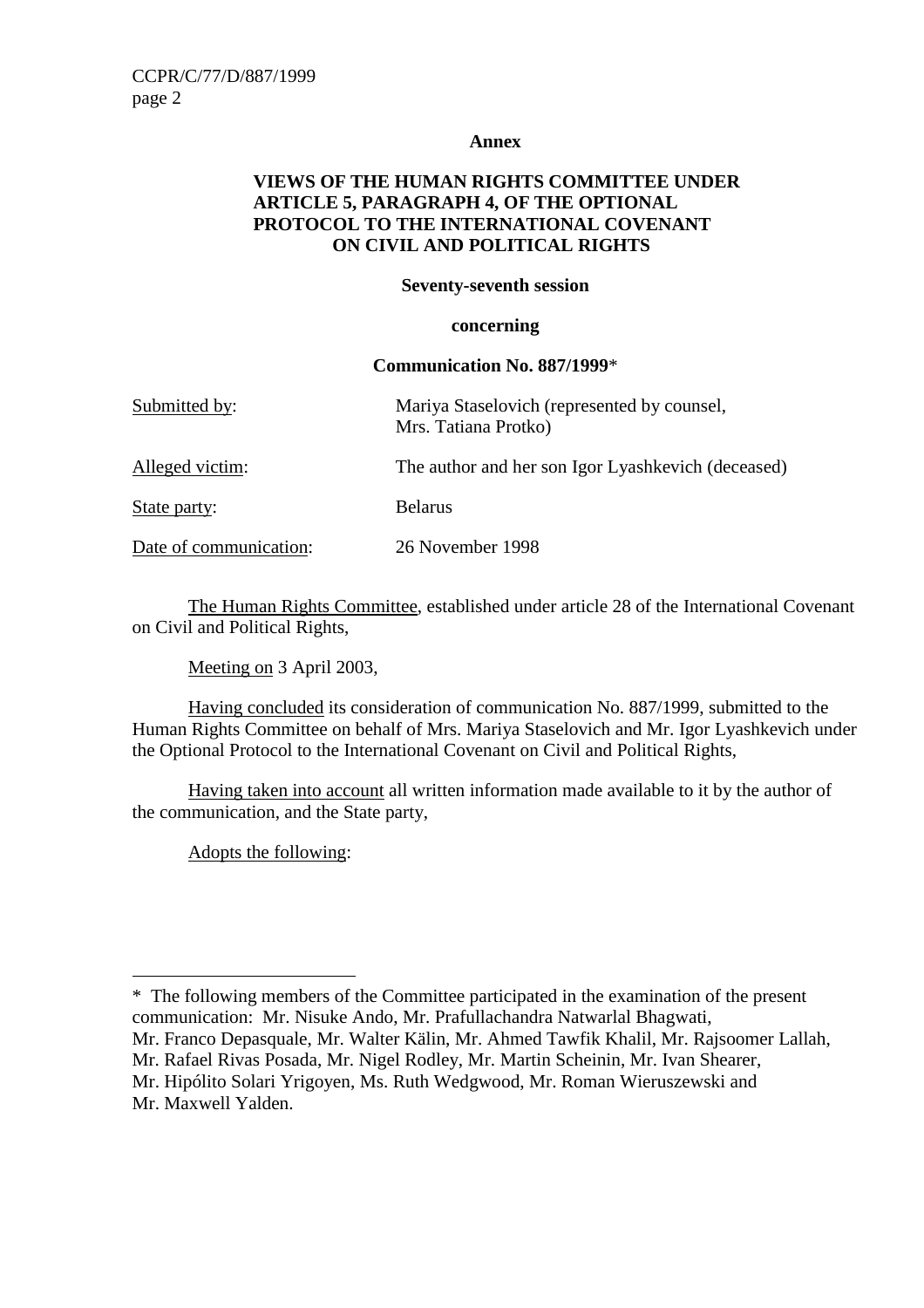**Annex**

**VIEWS OF THE HUMAN RIGHTS COMMITTEE UNDER ARTICLE 5, PARAGRAPH 4, OF THE OPTIONAL PROTOCOL TO THE INTERNATIONAL COVENANT ON CIVIL AND POLITICAL RIGHTS**

**Seventy-seventh session**

**concerning**

**Communication No. 887/1999***

| | |
|---|---|
| Submitted by: | Mariya Staselovich (represented by counsel, Mrs. Tatiana Protko) |
| Alleged victim: | The author and her son Igor Lyashkevich (deceased) |
| State party: | Belarus |
| Date of communication: | 26 November 1998 |

The Human Rights Committee, established under article 28 of the International Covenant on Civil and Political Rights,

Meeting on 3 April 2003,

Having concluded its consideration of communication No. 887/1999, submitted to the Human Rights Committee on behalf of Mrs. Mariya Staselovich and Mr. Igor Lyashkevich under the Optional Protocol to the International Covenant on Civil and Political Rights,

Having taken into account all written information made available to it by the author of the communication, and the State party,

Adopts the following:

---

* The following members of the Committee participated in the examination of the present communication: Mr. Nisuke Ando, Mr. Prafullachandra Natwarlal Bhagwati, Mr. Franco Depasquale, Mr. Walter Kälin, Mr. Ahmed Tawfik Khalil, Mr. Rajsoomer Lallah, Mr. Rafael Rivas Posada, Mr. Nigel Rodley, Mr. Martin Scheinin, Mr. Ivan Shearer, Mr. Hipólito Solari Yrigoyen, Ms. Ruth Wedgwood, Mr. Roman Wieruszewski and Mr. Maxwell Yalden.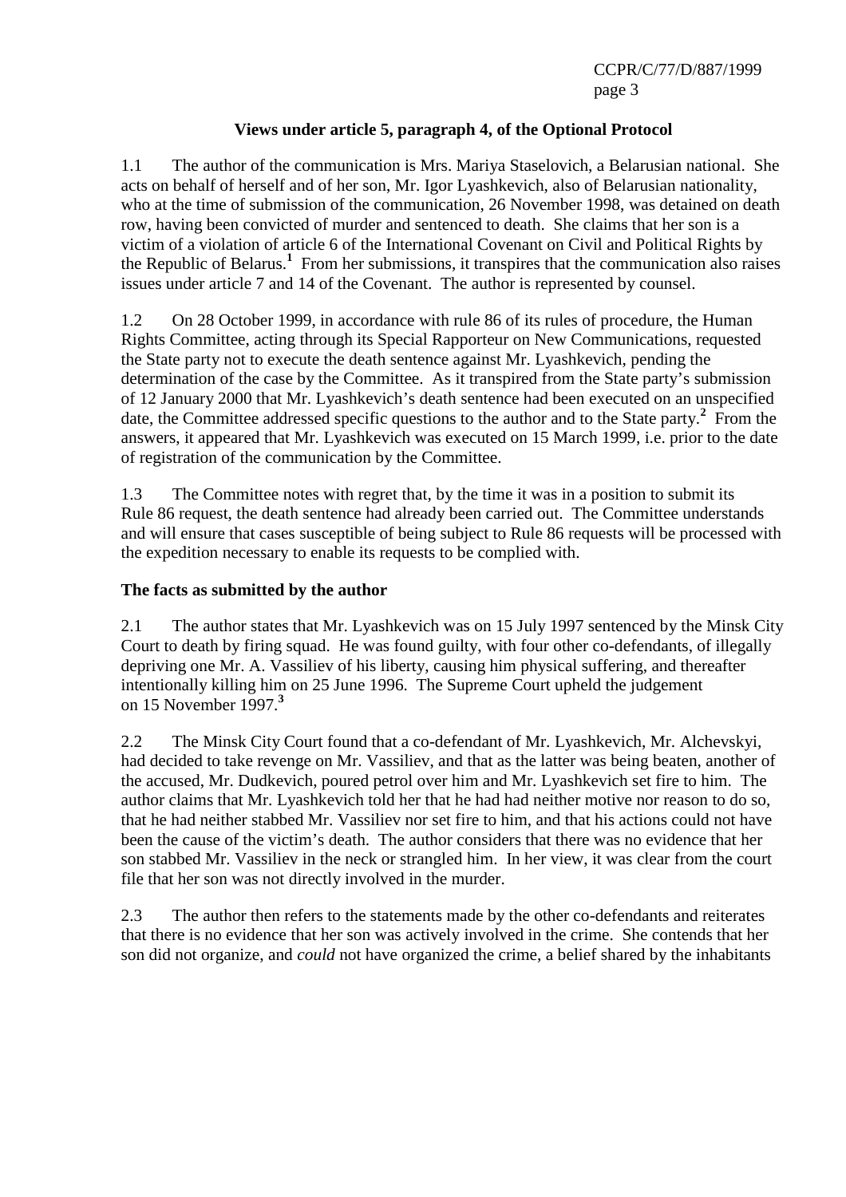### Views under article 5, paragraph 4, of the Optional Protocol

1.1 The author of the communication is Mrs. Mariya Staselovich, a Belarusian national. She acts on behalf of herself and of her son, Mr. Igor Lyashkevich, also of Belarusian nationality, who at the time of submission of the communication, 26 November 1998, was detained on death row, having been convicted of murder and sentenced to death. She claims that her son is a victim of a violation of article 6 of the International Covenant on Civil and Political Rights by the Republic of Belarus.[1] From her submissions, it transpires that the communication also raises issues under article 7 and 14 of the Covenant. The author is represented by counsel.

1.2 On 28 October 1999, in accordance with rule 86 of its rules of procedure, the Human Rights Committee, acting through its Special Rapporteur on New Communications, requested the State party not to execute the death sentence against Mr. Lyashkevich, pending the determination of the case by the Committee. As it transpired from the State party's submission of 12 January 2000 that Mr. Lyashkevich's death sentence had been executed on an unspecified date, the Committee addressed specific questions to the author and to the State party.[2] From the answers, it appeared that Mr. Lyashkevich was executed on 15 March 1999, i.e. prior to the date of registration of the communication by the Committee.

1.3 The Committee notes with regret that, by the time it was in a position to submit its Rule 86 request, the death sentence had already been carried out. The Committee understands and will ensure that cases susceptible of being subject to Rule 86 requests will be processed with the expedition necessary to enable its requests to be complied with.

### The facts as submitted by the author

2.1 The author states that Mr. Lyashkevich was on 15 July 1997 sentenced by the Minsk City Court to death by firing squad. He was found guilty, with four other co-defendants, of illegally depriving one Mr. A. Vassiliev of his liberty, causing him physical suffering, and thereafter intentionally killing him on 25 June 1996. The Supreme Court upheld the judgement on 15 November 1997.[3]

2.2 The Minsk City Court found that a co-defendant of Mr. Lyashkevich, Mr. Alchevskyi, had decided to take revenge on Mr. Vassiliev, and that as the latter was being beaten, another of the accused, Mr. Dudkevich, poured petrol over him and Mr. Lyashkevich set fire to him. The author claims that Mr. Lyashkevich told her that he had had neither motive nor reason to do so, that he had neither stabbed Mr. Vassiliev nor set fire to him, and that his actions could not have been the cause of the victim's death. The author considers that there was no evidence that her son stabbed Mr. Vassiliev in the neck or strangled him. In her view, it was clear from the court file that her son was not directly involved in the murder.

2.3 The author then refers to the statements made by the other co-defendants and reiterates that there is no evidence that her son was actively involved in the crime. She contends that her son did not organize, and *could* not have organized the crime, a belief shared by the inhabitants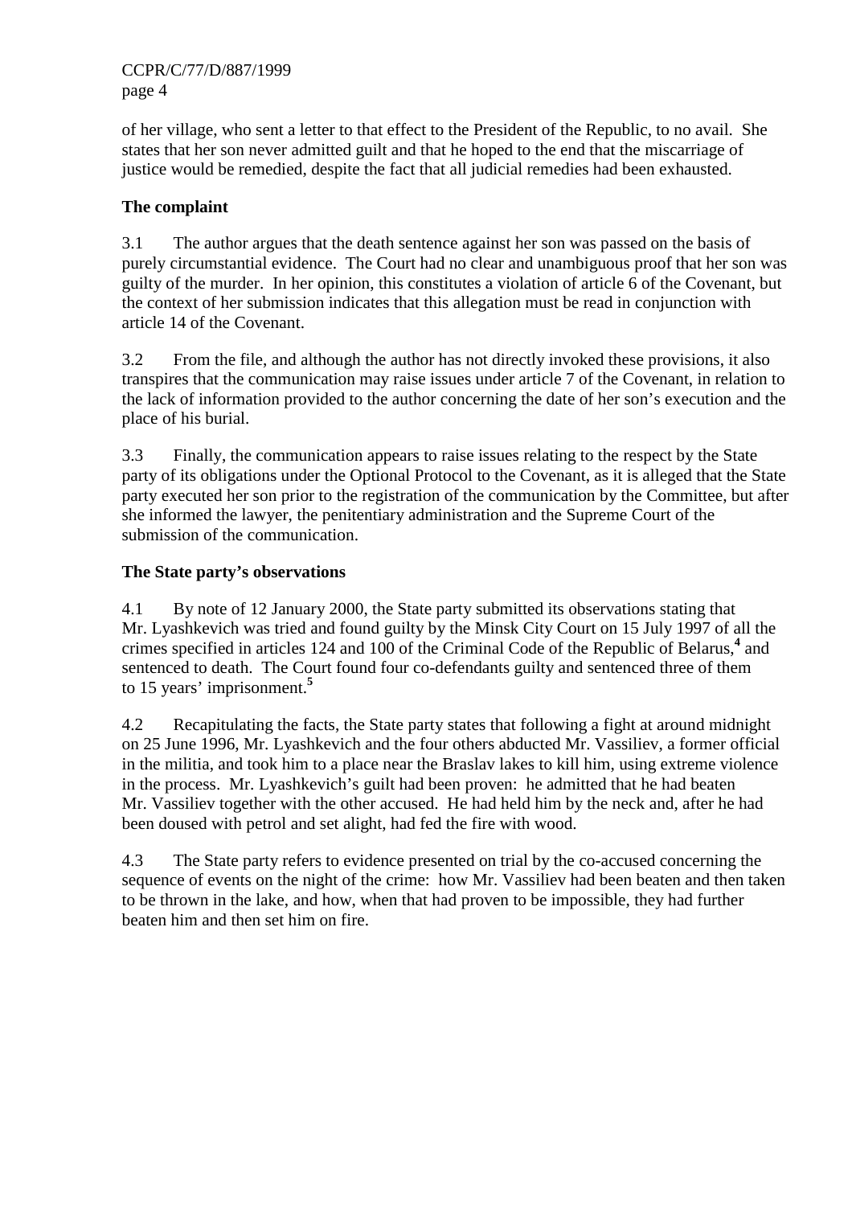of her village, who sent a letter to that effect to the President of the Republic, to no avail. She states that her son never admitted guilt and that he hoped to the end that the miscarriage of justice would be remedied, despite the fact that all judicial remedies had been exhausted.

**The complaint**

3.1 The author argues that the death sentence against her son was passed on the basis of purely circumstantial evidence. The Court had no clear and unambiguous proof that her son was guilty of the murder. In her opinion, this constitutes a violation of article 6 of the Covenant, but the context of her submission indicates that this allegation must be read in conjunction with article 14 of the Covenant.

3.2 From the file, and although the author has not directly invoked these provisions, it also transpires that the communication may raise issues under article 7 of the Covenant, in relation to the lack of information provided to the author concerning the date of her son's execution and the place of his burial.

3.3 Finally, the communication appears to raise issues relating to the respect by the State party of its obligations under the Optional Protocol to the Covenant, as it is alleged that the State party executed her son prior to the registration of the communication by the Committee, but after she informed the lawyer, the penitentiary administration and the Supreme Court of the submission of the communication.

**The State party's observations**

4.1 By note of 12 January 2000, the State party submitted its observations stating that Mr. Lyashkevich was tried and found guilty by the Minsk City Court on 15 July 1997 of all the crimes specified in articles 124 and 100 of the Criminal Code of the Republic of Belarus,[4] and sentenced to death. The Court found four co-defendants guilty and sentenced three of them to 15 years' imprisonment.[5]

4.2 Recapitulating the facts, the State party states that following a fight at around midnight on 25 June 1996, Mr. Lyashkevich and the four others abducted Mr. Vassiliev, a former official in the militia, and took him to a place near the Braslav lakes to kill him, using extreme violence in the process. Mr. Lyashkevich's guilt had been proven: he admitted that he had beaten Mr. Vassiliev together with the other accused. He had held him by the neck and, after he had been doused with petrol and set alight, had fed the fire with wood.

4.3 The State party refers to evidence presented on trial by the co-accused concerning the sequence of events on the night of the crime: how Mr. Vassiliev had been beaten and then taken to be thrown in the lake, and how, when that had proven to be impossible, they had further beaten him and then set him on fire.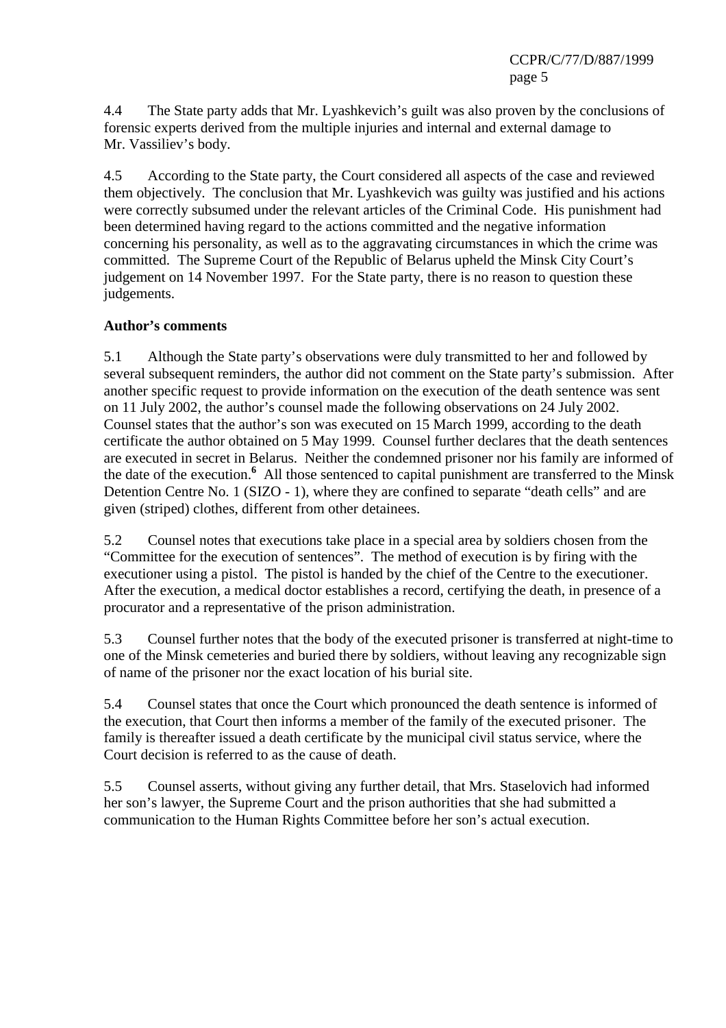4.4 The State party adds that Mr. Lyashkevich's guilt was also proven by the conclusions of forensic experts derived from the multiple injuries and internal and external damage to Mr. Vassiliev's body.

4.5 According to the State party, the Court considered all aspects of the case and reviewed them objectively. The conclusion that Mr. Lyashkevich was guilty was justified and his actions were correctly subsumed under the relevant articles of the Criminal Code. His punishment had been determined having regard to the actions committed and the negative information concerning his personality, as well as to the aggravating circumstances in which the crime was committed. The Supreme Court of the Republic of Belarus upheld the Minsk City Court's judgement on 14 November 1997. For the State party, there is no reason to question these judgements.

**Author's comments**

5.1 Although the State party's observations were duly transmitted to her and followed by several subsequent reminders, the author did not comment on the State party's submission. After another specific request to provide information on the execution of the death sentence was sent on 11 July 2002, the author's counsel made the following observations on 24 July 2002. Counsel states that the author's son was executed on 15 March 1999, according to the death certificate the author obtained on 5 May 1999. Counsel further declares that the death sentences are executed in secret in Belarus. Neither the condemned prisoner nor his family are informed of the date of the execution.[6] All those sentenced to capital punishment are transferred to the Minsk Detention Centre No. 1 (SIZO - 1), where they are confined to separate "death cells" and are given (striped) clothes, different from other detainees.

5.2 Counsel notes that executions take place in a special area by soldiers chosen from the "Committee for the execution of sentences". The method of execution is by firing with the executioner using a pistol. The pistol is handed by the chief of the Centre to the executioner. After the execution, a medical doctor establishes a record, certifying the death, in presence of a procurator and a representative of the prison administration.

5.3 Counsel further notes that the body of the executed prisoner is transferred at night-time to one of the Minsk cemeteries and buried there by soldiers, without leaving any recognizable sign of name of the prisoner nor the exact location of his burial site.

5.4 Counsel states that once the Court which pronounced the death sentence is informed of the execution, that Court then informs a member of the family of the executed prisoner. The family is thereafter issued a death certificate by the municipal civil status service, where the Court decision is referred to as the cause of death.

5.5 Counsel asserts, without giving any further detail, that Mrs. Staselovich had informed her son's lawyer, the Supreme Court and the prison authorities that she had submitted a communication to the Human Rights Committee before her son's actual execution.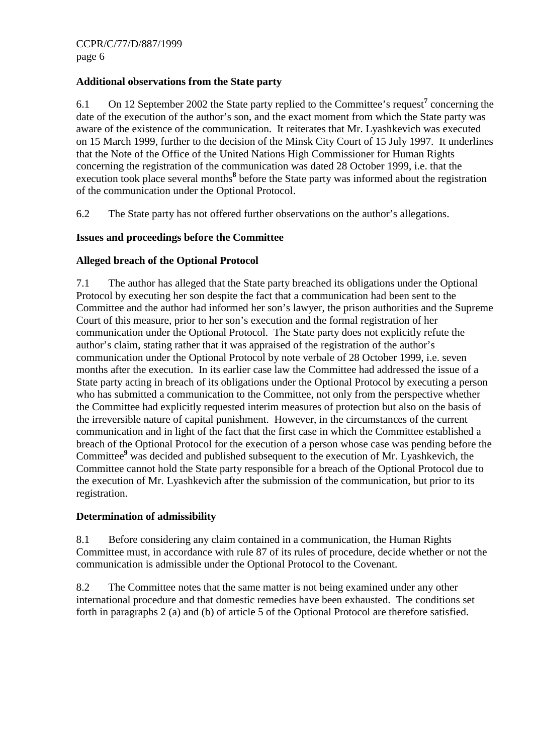**Additional observations from the State party**

6.1 On 12 September 2002 the State party replied to the Committee's request[7] concerning the date of the execution of the author's son, and the exact moment from which the State party was aware of the existence of the communication. It reiterates that Mr. Lyashkevich was executed on 15 March 1999, further to the decision of the Minsk City Court of 15 July 1997. It underlines that the Note of the Office of the United Nations High Commissioner for Human Rights concerning the registration of the communication was dated 28 October 1999, i.e. that the execution took place several months[8] before the State party was informed about the registration of the communication under the Optional Protocol.

6.2 The State party has not offered further observations on the author's allegations.

**Issues and proceedings before the Committee**

**Alleged breach of the Optional Protocol**

7.1 The author has alleged that the State party breached its obligations under the Optional Protocol by executing her son despite the fact that a communication had been sent to the Committee and the author had informed her son's lawyer, the prison authorities and the Supreme Court of this measure, prior to her son's execution and the formal registration of her communication under the Optional Protocol. The State party does not explicitly refute the author's claim, stating rather that it was appraised of the registration of the author's communication under the Optional Protocol by note verbale of 28 October 1999, i.e. seven months after the execution. In its earlier case law the Committee had addressed the issue of a State party acting in breach of its obligations under the Optional Protocol by executing a person who has submitted a communication to the Committee, not only from the perspective whether the Committee had explicitly requested interim measures of protection but also on the basis of the irreversible nature of capital punishment. However, in the circumstances of the current communication and in light of the fact that the first case in which the Committee established a breach of the Optional Protocol for the execution of a person whose case was pending before the Committee[9] was decided and published subsequent to the execution of Mr. Lyashkevich, the Committee cannot hold the State party responsible for a breach of the Optional Protocol due to the execution of Mr. Lyashkevich after the submission of the communication, but prior to its registration.

**Determination of admissibility**

8.1 Before considering any claim contained in a communication, the Human Rights Committee must, in accordance with rule 87 of its rules of procedure, decide whether or not the communication is admissible under the Optional Protocol to the Covenant.

8.2 The Committee notes that the same matter is not being examined under any other international procedure and that domestic remedies have been exhausted. The conditions set forth in paragraphs 2 (a) and (b) of article 5 of the Optional Protocol are therefore satisfied.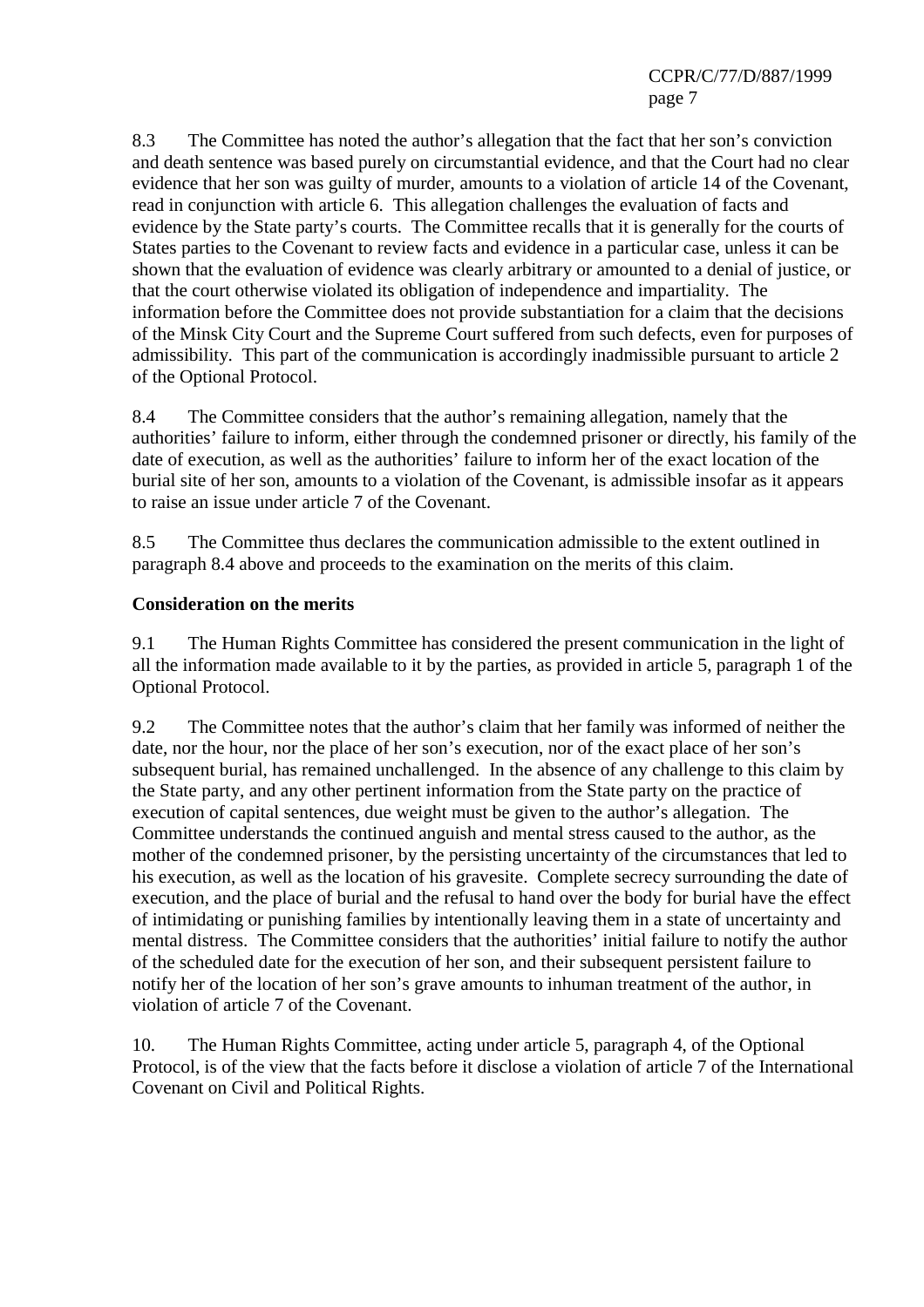8.3 The Committee has noted the author's allegation that the fact that her son's conviction and death sentence was based purely on circumstantial evidence, and that the Court had no clear evidence that her son was guilty of murder, amounts to a violation of article 14 of the Covenant, read in conjunction with article 6. This allegation challenges the evaluation of facts and evidence by the State party's courts. The Committee recalls that it is generally for the courts of States parties to the Covenant to review facts and evidence in a particular case, unless it can be shown that the evaluation of evidence was clearly arbitrary or amounted to a denial of justice, or that the court otherwise violated its obligation of independence and impartiality. The information before the Committee does not provide substantiation for a claim that the decisions of the Minsk City Court and the Supreme Court suffered from such defects, even for purposes of admissibility. This part of the communication is accordingly inadmissible pursuant to article 2 of the Optional Protocol.

8.4 The Committee considers that the author's remaining allegation, namely that the authorities' failure to inform, either through the condemned prisoner or directly, his family of the date of execution, as well as the authorities' failure to inform her of the exact location of the burial site of her son, amounts to a violation of the Covenant, is admissible insofar as it appears to raise an issue under article 7 of the Covenant.

8.5 The Committee thus declares the communication admissible to the extent outlined in paragraph 8.4 above and proceeds to the examination on the merits of this claim.

**Consideration on the merits**

9.1 The Human Rights Committee has considered the present communication in the light of all the information made available to it by the parties, as provided in article 5, paragraph 1 of the Optional Protocol.

9.2 The Committee notes that the author's claim that her family was informed of neither the date, nor the hour, nor the place of her son's execution, nor of the exact place of her son's subsequent burial, has remained unchallenged. In the absence of any challenge to this claim by the State party, and any other pertinent information from the State party on the practice of execution of capital sentences, due weight must be given to the author's allegation. The Committee understands the continued anguish and mental stress caused to the author, as the mother of the condemned prisoner, by the persisting uncertainty of the circumstances that led to his execution, as well as the location of his gravesite. Complete secrecy surrounding the date of execution, and the place of burial and the refusal to hand over the body for burial have the effect of intimidating or punishing families by intentionally leaving them in a state of uncertainty and mental distress. The Committee considers that the authorities' initial failure to notify the author of the scheduled date for the execution of her son, and their subsequent persistent failure to notify her of the location of her son's grave amounts to inhuman treatment of the author, in violation of article 7 of the Covenant.

10. The Human Rights Committee, acting under article 5, paragraph 4, of the Optional Protocol, is of the view that the facts before it disclose a violation of article 7 of the International Covenant on Civil and Political Rights.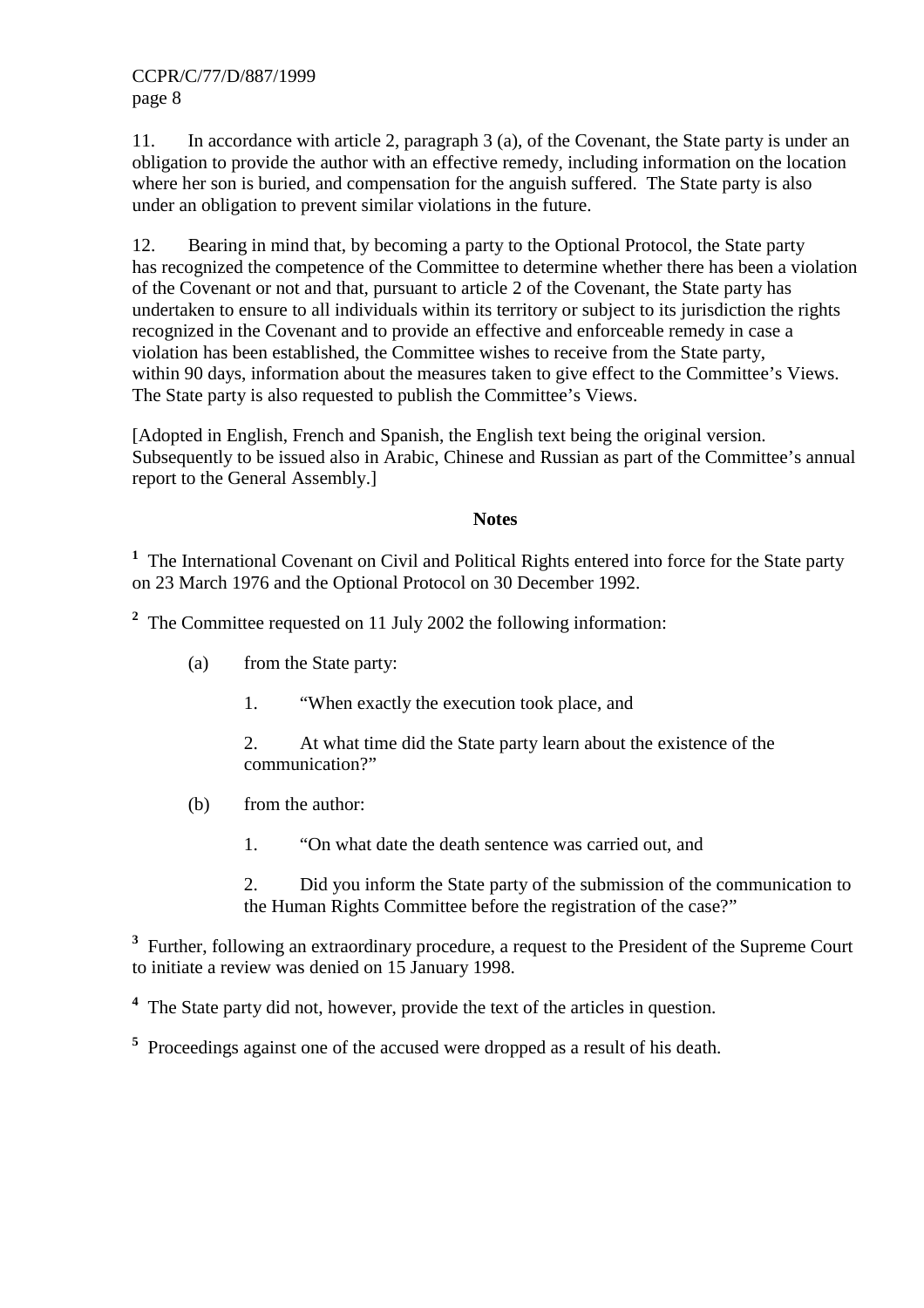11. In accordance with article 2, paragraph 3 (a), of the Covenant, the State party is under an obligation to provide the author with an effective remedy, including information on the location where her son is buried, and compensation for the anguish suffered. The State party is also under an obligation to prevent similar violations in the future.

12. Bearing in mind that, by becoming a party to the Optional Protocol, the State party has recognized the competence of the Committee to determine whether there has been a violation of the Covenant or not and that, pursuant to article 2 of the Covenant, the State party has undertaken to ensure to all individuals within its territory or subject to its jurisdiction the rights recognized in the Covenant and to provide an effective and enforceable remedy in case a violation has been established, the Committee wishes to receive from the State party, within 90 days, information about the measures taken to give effect to the Committee's Views. The State party is also requested to publish the Committee's Views.

[Adopted in English, French and Spanish, the English text being the original version. Subsequently to be issued also in Arabic, Chinese and Russian as part of the Committee's annual report to the General Assembly.]

**Notes**

[1] The International Covenant on Civil and Political Rights entered into force for the State party on 23 March 1976 and the Optional Protocol on 30 December 1992.

[2] The Committee requested on 11 July 2002 the following information:

(a) from the State party:

1. "When exactly the execution took place, and

2. At what time did the State party learn about the existence of the communication?"

(b) from the author:

1. "On what date the death sentence was carried out, and

2. Did you inform the State party of the submission of the communication to the Human Rights Committee before the registration of the case?"

[3] Further, following an extraordinary procedure, a request to the President of the Supreme Court to initiate a review was denied on 15 January 1998.

[4] The State party did not, however, provide the text of the articles in question.

[5] Proceedings against one of the accused were dropped as a result of his death.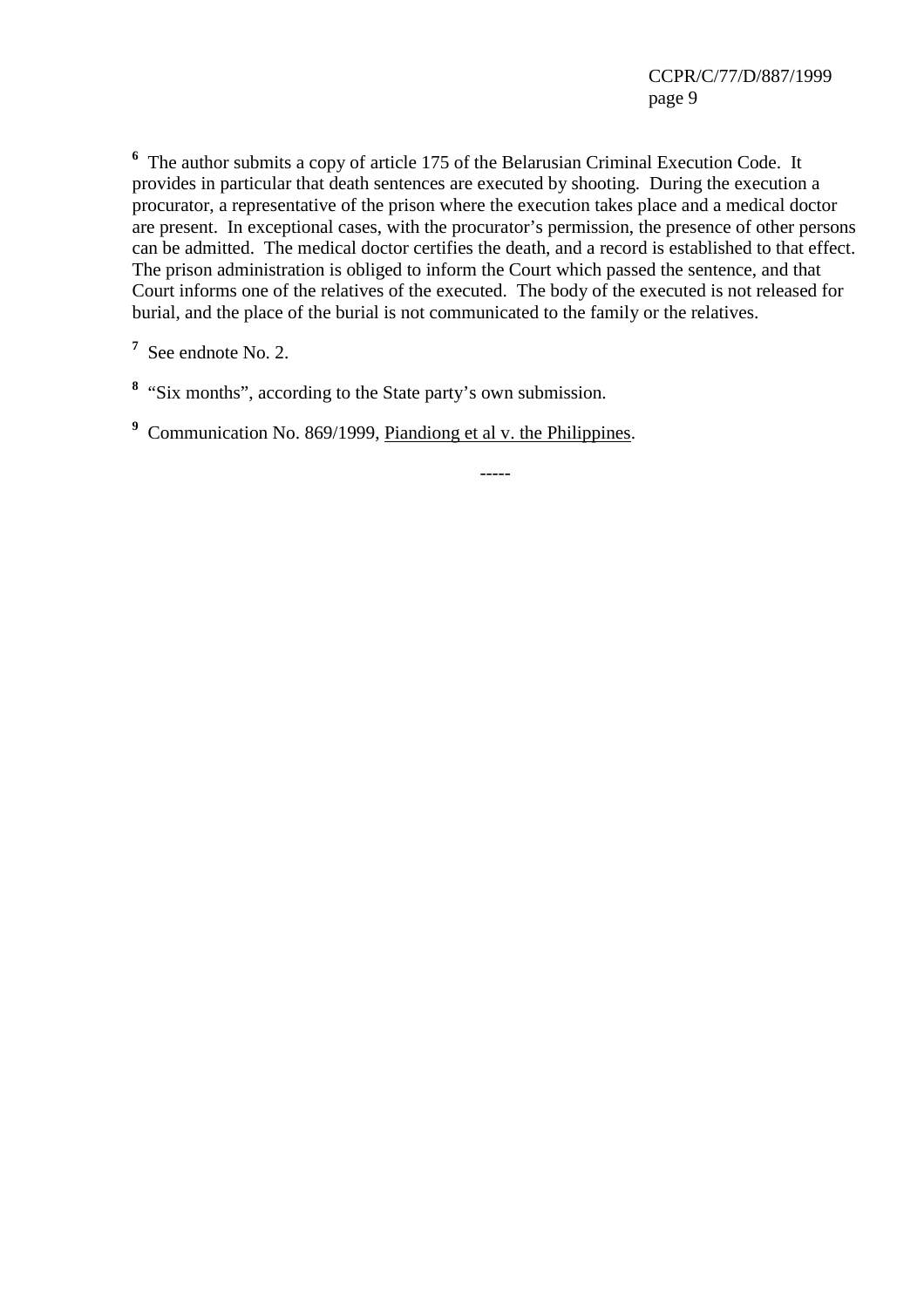[6] The author submits a copy of article 175 of the Belarusian Criminal Execution Code. It provides in particular that death sentences are executed by shooting. During the execution a procurator, a representative of the prison where the execution takes place and a medical doctor are present. In exceptional cases, with the procurator's permission, the presence of other persons can be admitted. The medical doctor certifies the death, and a record is established to that effect. The prison administration is obliged to inform the Court which passed the sentence, and that Court informs one of the relatives of the executed. The body of the executed is not released for burial, and the place of the burial is not communicated to the family or the relatives.

[7] See endnote No. 2.

[8] "Six months", according to the State party's own submission.

[9] Communication No. 869/1999, Piandiong et al v. the Philippines.

-----